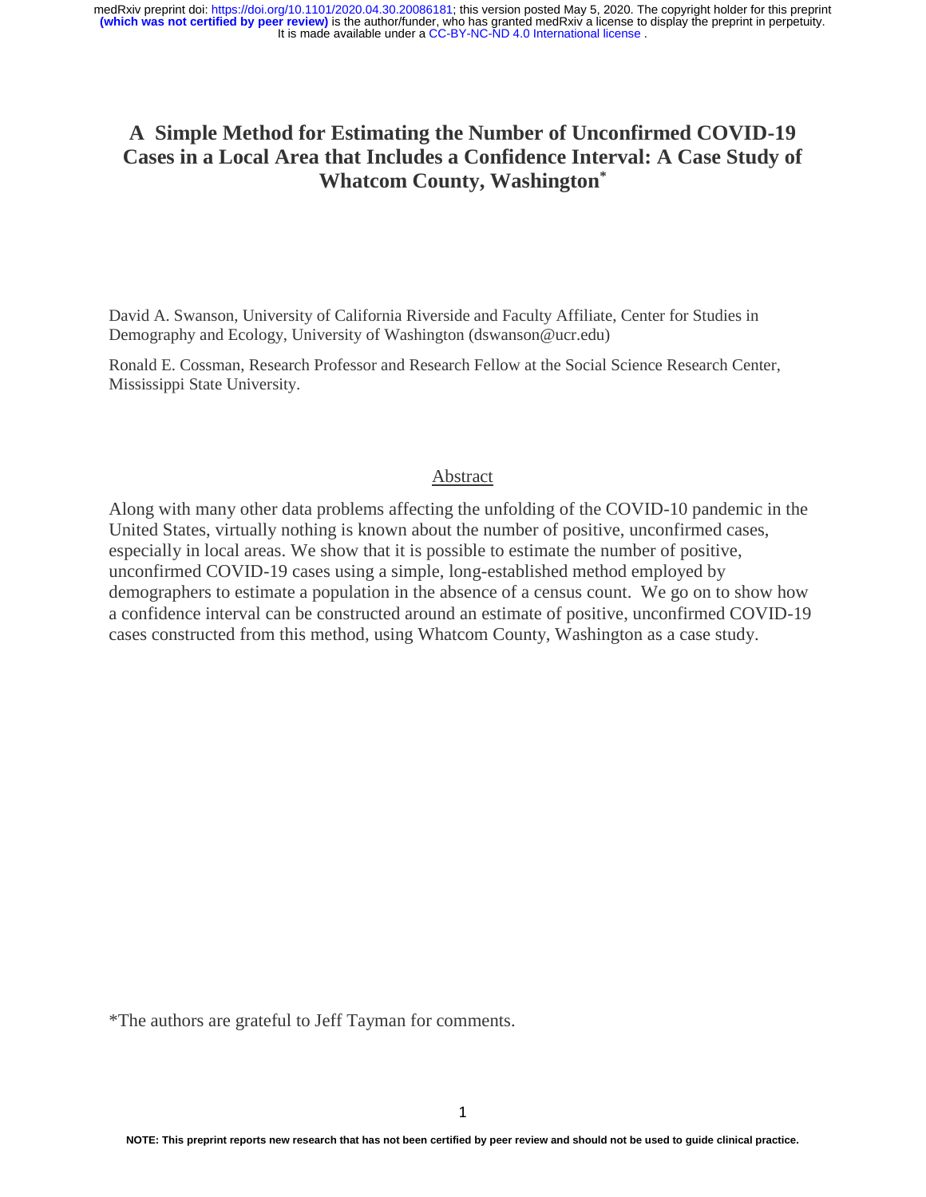# A Simple Method for Estimating the Number of Unconfirmed COVID-19 Cases in a Local Area that Includes a Confidence Interval: A Case Study of Whatcom County, Washington*

David A. Swanson, University of California Riverside and Faculty Affiliate, Center for Studies in Demography and Ecology, University of Washington (dswanson@ucr.edu)

Ronald E. Cossman, Research Professor and Research Fellow at the Social Science Research Center, Mississippi State University.

## Abstract

Along with many other data problems affecting the unfolding of the COVID-10 pandemic in the United States, virtually nothing is known about the number of positive, unconfirmed cases, especially in local areas. We show that it is possible to estimate the number of positive, unconfirmed COVID-19 cases using a simple, long-established method employed by demographers to estimate a population in the absence of a census count. We go on to show how a confidence interval can be constructed around an estimate of positive, unconfirmed COVID-19 cases constructed from this method, using Whatcom County, Washington as a case study.

*The authors are grateful to Jeff Tayman for comments.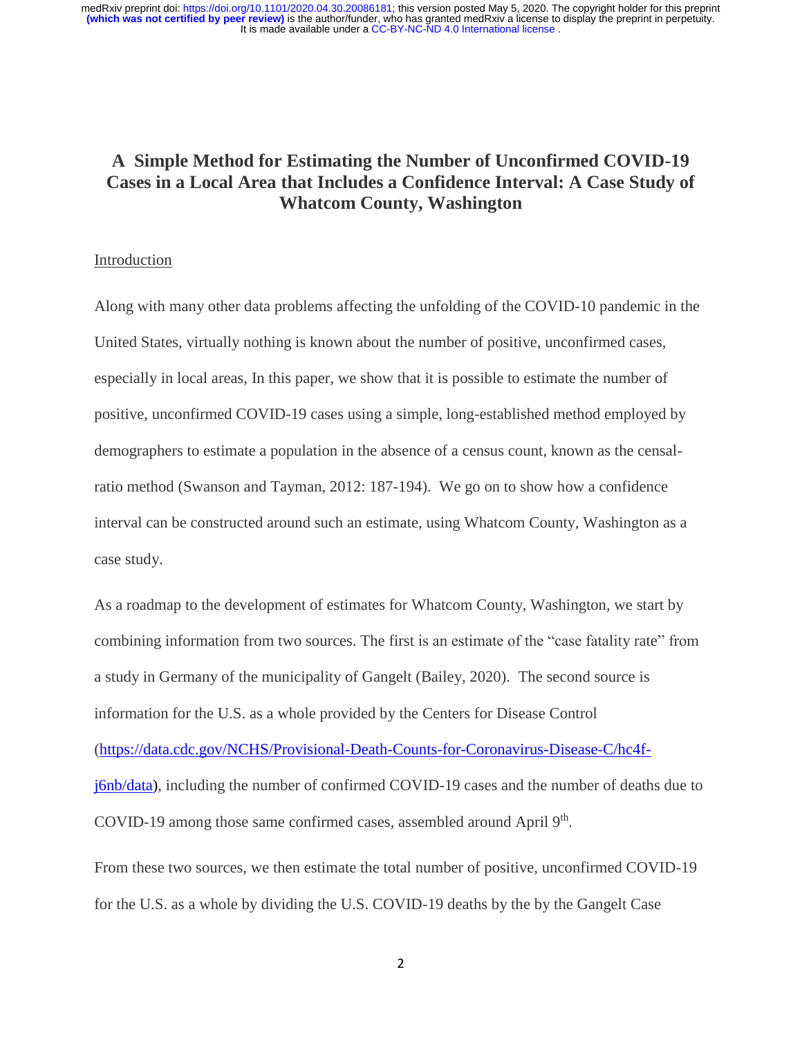# A Simple Method for Estimating the Number of Unconfirmed COVID-19 Cases in a Local Area that Includes a Confidence Interval: A Case Study of Whatcom County, Washington

## Introduction

Along with many other data problems affecting the unfolding of the COVID-10 pandemic in the United States, virtually nothing is known about the number of positive, unconfirmed cases, especially in local areas, In this paper, we show that it is possible to estimate the number of positive, unconfirmed COVID-19 cases using a simple, long-established method employed by demographers to estimate a population in the absence of a census count, known as the censal-ratio method (Swanson and Tayman, 2012: 187-194). We go on to show how a confidence interval can be constructed around such an estimate, using Whatcom County, Washington as a case study.

As a roadmap to the development of estimates for Whatcom County, Washington, we start by combining information from two sources. The first is an estimate of the "case fatality rate" from a study in Germany of the municipality of Gangelt (Bailey, 2020). The second source is information for the U.S. as a whole provided by the Centers for Disease Control (https://data.cdc.gov/NCHS/Provisional-Death-Counts-for-Coronavirus-Disease-C/hc4f-j6nb/data), including the number of confirmed COVID-19 cases and the number of deaths due to COVID-19 among those same confirmed cases, assembled around April 9th.

From these two sources, we then estimate the total number of positive, unconfirmed COVID-19 for the U.S. as a whole by dividing the U.S. COVID-19 deaths by the by the Gangelt Case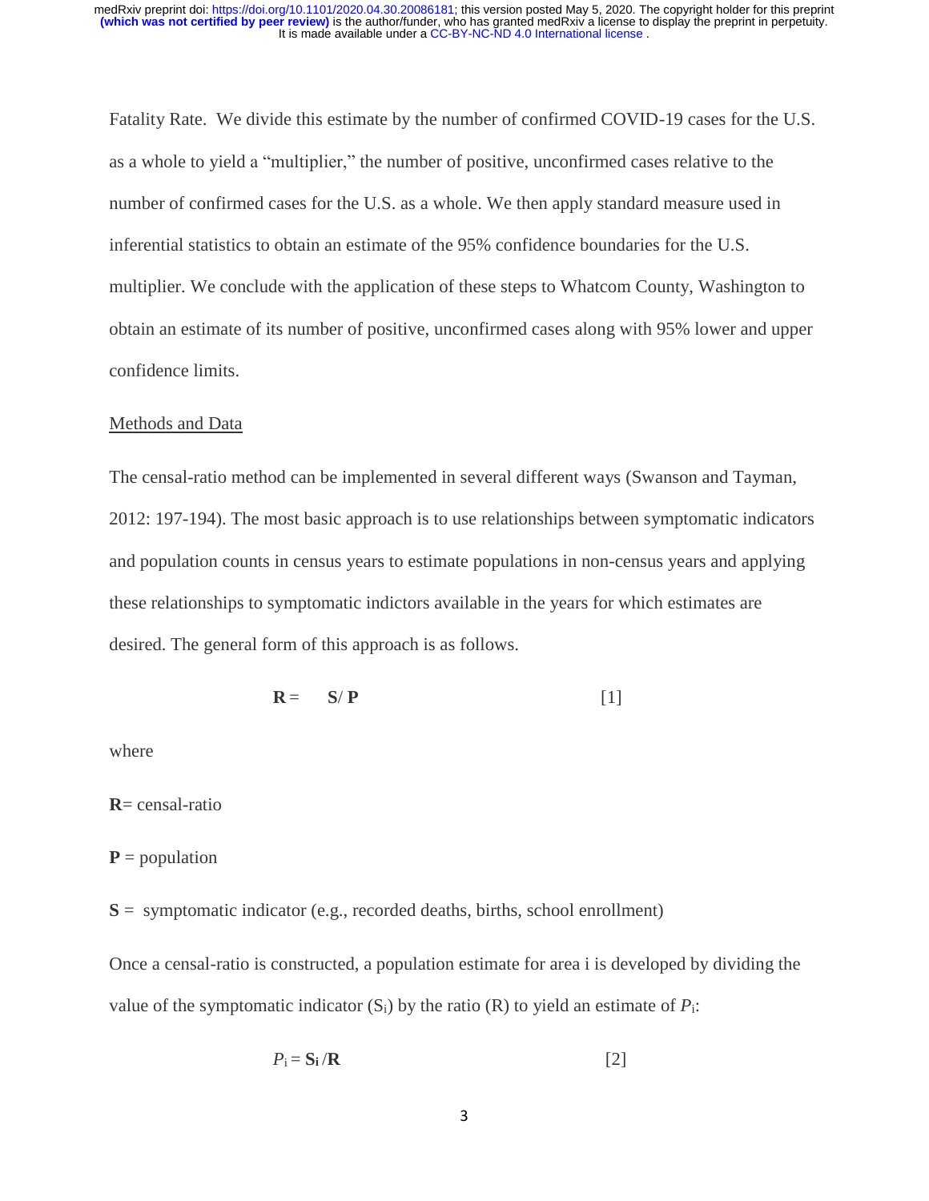Fatality Rate. We divide this estimate by the number of confirmed COVID-19 cases for the U.S. as a whole to yield a "multiplier," the number of positive, unconfirmed cases relative to the number of confirmed cases for the U.S. as a whole. We then apply standard measure used in inferential statistics to obtain an estimate of the 95% confidence boundaries for the U.S. multiplier. We conclude with the application of these steps to Whatcom County, Washington to obtain an estimate of its number of positive, unconfirmed cases along with 95% lower and upper confidence limits.

## Methods and Data

The censal-ratio method can be implemented in several different ways (Swanson and Tayman, 2012: 197-194). The most basic approach is to use relationships between symptomatic indicators and population counts in census years to estimate populations in non-census years and applying these relationships to symptomatic indictors available in the years for which estimates are desired. The general form of this approach is as follows.

$$\mathbf{R} = \mathbf{S} / \mathbf{P} \qquad [1]$$

where

**R**= censal-ratio

**P** = population

**S** = symptomatic indicator (e.g., recorded deaths, births, school enrollment)

Once a censal-ratio is constructed, a population estimate for area i is developed by dividing the value of the symptomatic indicator ($S_i$) by the ratio (R) to yield an estimate of $P_i$:

$$P_i = \mathbf{S_i} / \mathbf{R} \qquad [2]$$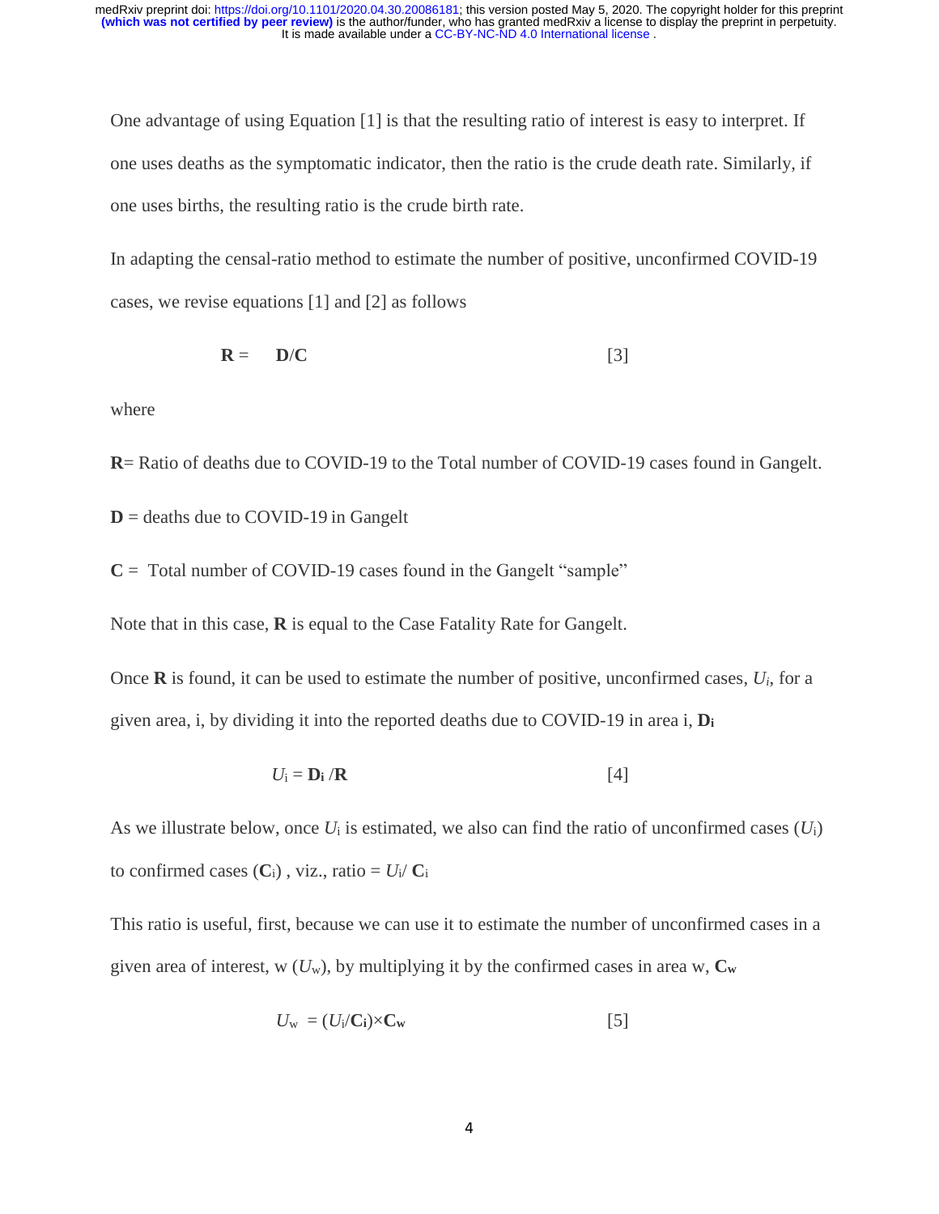One advantage of using Equation [1] is that the resulting ratio of interest is easy to interpret. If one uses deaths as the symptomatic indicator, then the ratio is the crude death rate. Similarly, if one uses births, the resulting ratio is the crude birth rate.

In adapting the censal-ratio method to estimate the number of positive, unconfirmed COVID-19 cases, we revise equations [1] and [2] as follows

$$\mathbf{R} = \mathbf{D}/\mathbf{C} \qquad [3]$$

where

**R**= Ratio of deaths due to COVID-19 to the Total number of COVID-19 cases found in Gangelt.

**D** = deaths due to COVID-19 in Gangelt

**C** = Total number of COVID-19 cases found in the Gangelt "sample"

Note that in this case, **R** is equal to the Case Fatality Rate for Gangelt.

Once **R** is found, it can be used to estimate the number of positive, unconfirmed cases, $U_i$, for a given area, i, by dividing it into the reported deaths due to COVID-19 in area i, $\mathbf{D_i}$

$$U_i = \mathbf{D_i} / \mathbf{R} \qquad [4]$$

As we illustrate below, once $U_i$ is estimated, we also can find the ratio of unconfirmed cases ($U_i$) to confirmed cases ($\mathbf{C}_i$) , viz., ratio = $U_i / \mathbf{C}_i$

This ratio is useful, first, because we can use it to estimate the number of unconfirmed cases in a given area of interest, w ($U_w$), by multiplying it by the confirmed cases in area w, $\mathbf{C_w}$

$$U_w = (U_i/\mathbf{C_i}) \times \mathbf{C_w} \qquad [5]$$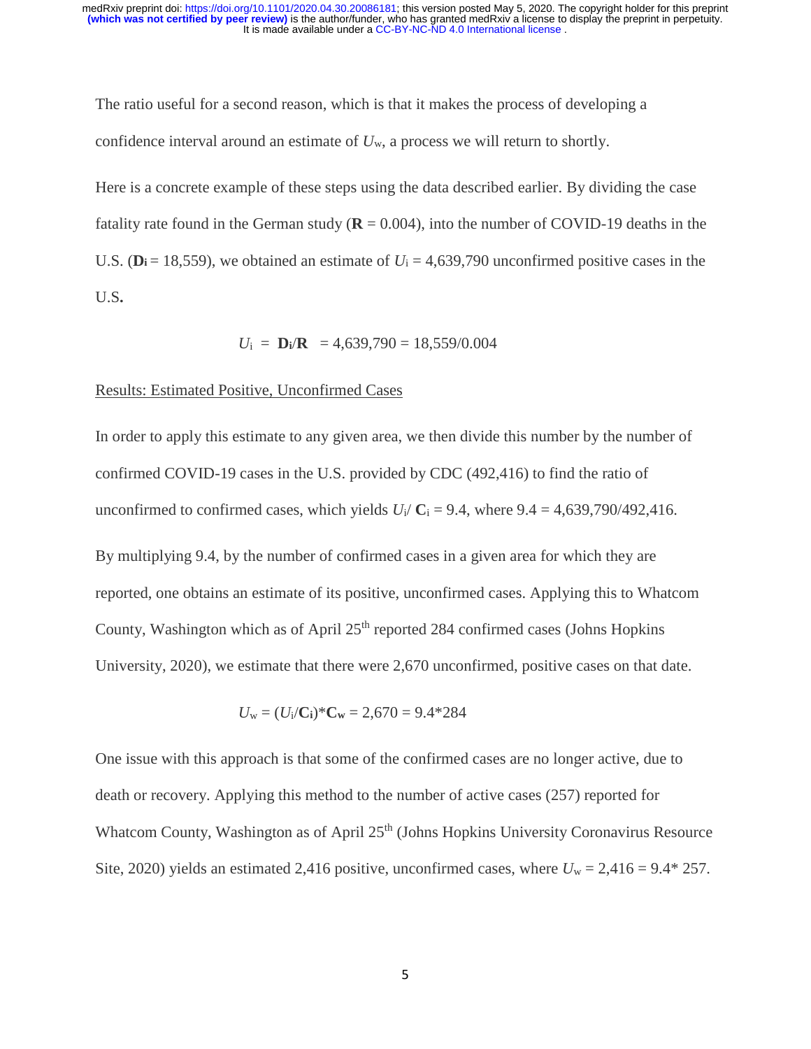The ratio useful for a second reason, which is that it makes the process of developing a confidence interval around an estimate of $U_w$, a process we will return to shortly.

Here is a concrete example of these steps using the data described earlier. By dividing the case fatality rate found in the German study ($\mathbf{R} = 0.004$), into the number of COVID-19 deaths in the U.S. ($\mathbf{D_i} = 18{,}559$), we obtained an estimate of $U_i = 4{,}639{,}790$ unconfirmed positive cases in the U.S**.**

$$U_i = \mathbf{D_i}/\mathbf{R} = 4{,}639{,}790 = 18{,}559/0.004$$

Results: Estimated Positive, Unconfirmed Cases

In order to apply this estimate to any given area, we then divide this number by the number of confirmed COVID-19 cases in the U.S. provided by CDC (492,416) to find the ratio of unconfirmed to confirmed cases, which yields $U_i/\mathbf{C}_i = 9.4$, where $9.4 = 4{,}639{,}790/492{,}416$.

By multiplying 9.4, by the number of confirmed cases in a given area for which they are reported, one obtains an estimate of its positive, unconfirmed cases. Applying this to Whatcom County, Washington which as of April 25th reported 284 confirmed cases (Johns Hopkins University, 2020), we estimate that there were 2,670 unconfirmed, positive cases on that date.

$$U_w = (U_i/\mathbf{C_i})*\mathbf{C_w} = 2{,}670 = 9.4*284$$

One issue with this approach is that some of the confirmed cases are no longer active, due to death or recovery. Applying this method to the number of active cases (257) reported for Whatcom County, Washington as of April 25th (Johns Hopkins University Coronavirus Resource Site, 2020) yields an estimated 2,416 positive, unconfirmed cases, where $U_w = 2{,}416 = 9.4*257$.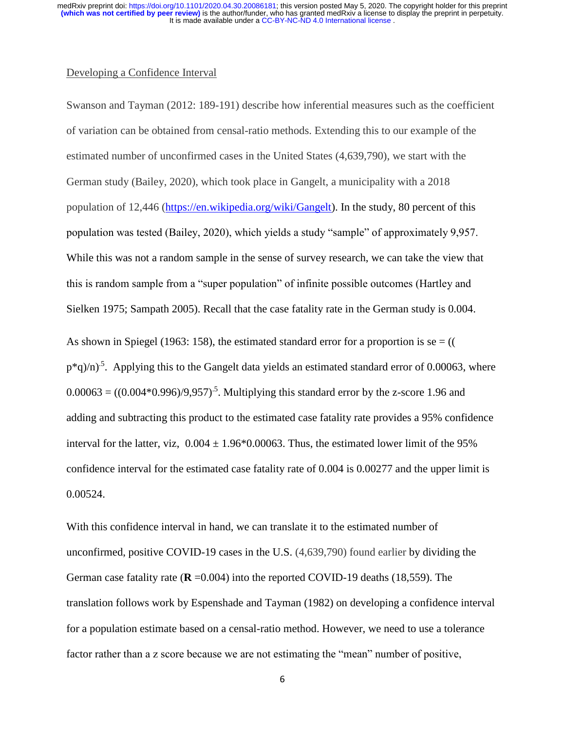Developing a Confidence Interval

Swanson and Tayman (2012: 189-191) describe how inferential measures such as the coefficient of variation can be obtained from censal-ratio methods. Extending this to our example of the estimated number of unconfirmed cases in the United States (4,639,790), we start with the German study (Bailey, 2020), which took place in Gangelt, a municipality with a 2018 population of 12,446 (https://en.wikipedia.org/wiki/Gangelt). In the study, 80 percent of this population was tested (Bailey, 2020), which yields a study "sample" of approximately 9,957. While this was not a random sample in the sense of survey research, we can take the view that this is random sample from a "super population" of infinite possible outcomes (Hartley and Sielken 1975; Sampath 2005). Recall that the case fatality rate in the German study is 0.004.

As shown in Spiegel (1963: 158), the estimated standard error for a proportion is se = $((p*q)/n)^{.5}$. Applying this to the Gangelt data yields an estimated standard error of 0.00063, where $0.00063 = ((0.004*0.996)/9{,}957)^{.5}$. Multiplying this standard error by the z-score 1.96 and adding and subtracting this product to the estimated case fatality rate provides a 95% confidence interval for the latter, viz, $0.004 \pm 1.96*0.00063$. Thus, the estimated lower limit of the 95% confidence interval for the estimated case fatality rate of 0.004 is 0.00277 and the upper limit is 0.00524.

With this confidence interval in hand, we can translate it to the estimated number of unconfirmed, positive COVID-19 cases in the U.S. (4,639,790) found earlier by dividing the German case fatality rate (**R** =0.004) into the reported COVID-19 deaths (18,559). The translation follows work by Espenshade and Tayman (1982) on developing a confidence interval for a population estimate based on a censal-ratio method. However, we need to use a tolerance factor rather than a z score because we are not estimating the "mean" number of positive,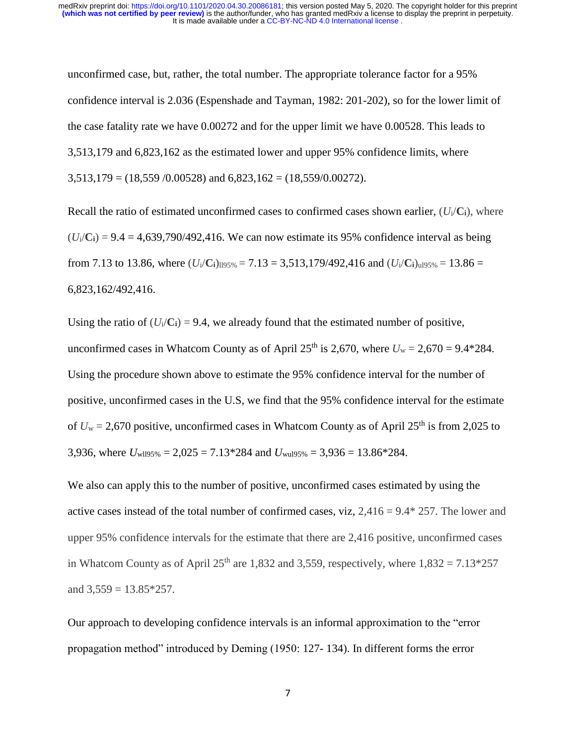unconfirmed case, but, rather, the total number. The appropriate tolerance factor for a 95% confidence interval is 2.036 (Espenshade and Tayman, 1982: 201-202), so for the lower limit of the case fatality rate we have 0.00272 and for the upper limit we have 0.00528. This leads to 3,513,179 and 6,823,162 as the estimated lower and upper 95% confidence limits, where 3,513,179 = (18,559 /0.00528) and 6,823,162 = (18,559/0.00272).

Recall the ratio of estimated unconfirmed cases to confirmed cases shown earlier, ($U_i/\mathbf{C}_i$), where ($U_i/\mathbf{C}_i$) = 9.4 = 4,639,790/492,416. We can now estimate its 95% confidence interval as being from 7.13 to 13.86, where $(U_i/\mathbf{C}_i)_{ll95\%}$ = 7.13 = 3,513,179/492,416 and $(U_i/\mathbf{C}_i)_{ul95\%}$ = 13.86 = 6,823,162/492,416.

Using the ratio of ($U_i/\mathbf{C}_i$) = 9.4, we already found that the estimated number of positive, unconfirmed cases in Whatcom County as of April 25th is 2,670, where $U_w$ = 2,670 = 9.4*284. Using the procedure shown above to estimate the 95% confidence interval for the number of positive, unconfirmed cases in the U.S, we find that the 95% confidence interval for the estimate of $U_w$ = 2,670 positive, unconfirmed cases in Whatcom County as of April 25th is from 2,025 to 3,936, where $U_{wll95\%}$ = 2,025 = 7.13*284 and $U_{wul95\%}$ = 3,936 = 13.86*284.

We also can apply this to the number of positive, unconfirmed cases estimated by using the active cases instead of the total number of confirmed cases, viz, 2,416 = 9.4* 257. The lower and upper 95% confidence intervals for the estimate that there are 2,416 positive, unconfirmed cases in Whatcom County as of April 25th are 1,832 and 3,559, respectively, where 1,832 = 7.13*257 and 3,559 = 13.85*257.

Our approach to developing confidence intervals is an informal approximation to the "error propagation method" introduced by Deming (1950: 127- 134). In different forms the error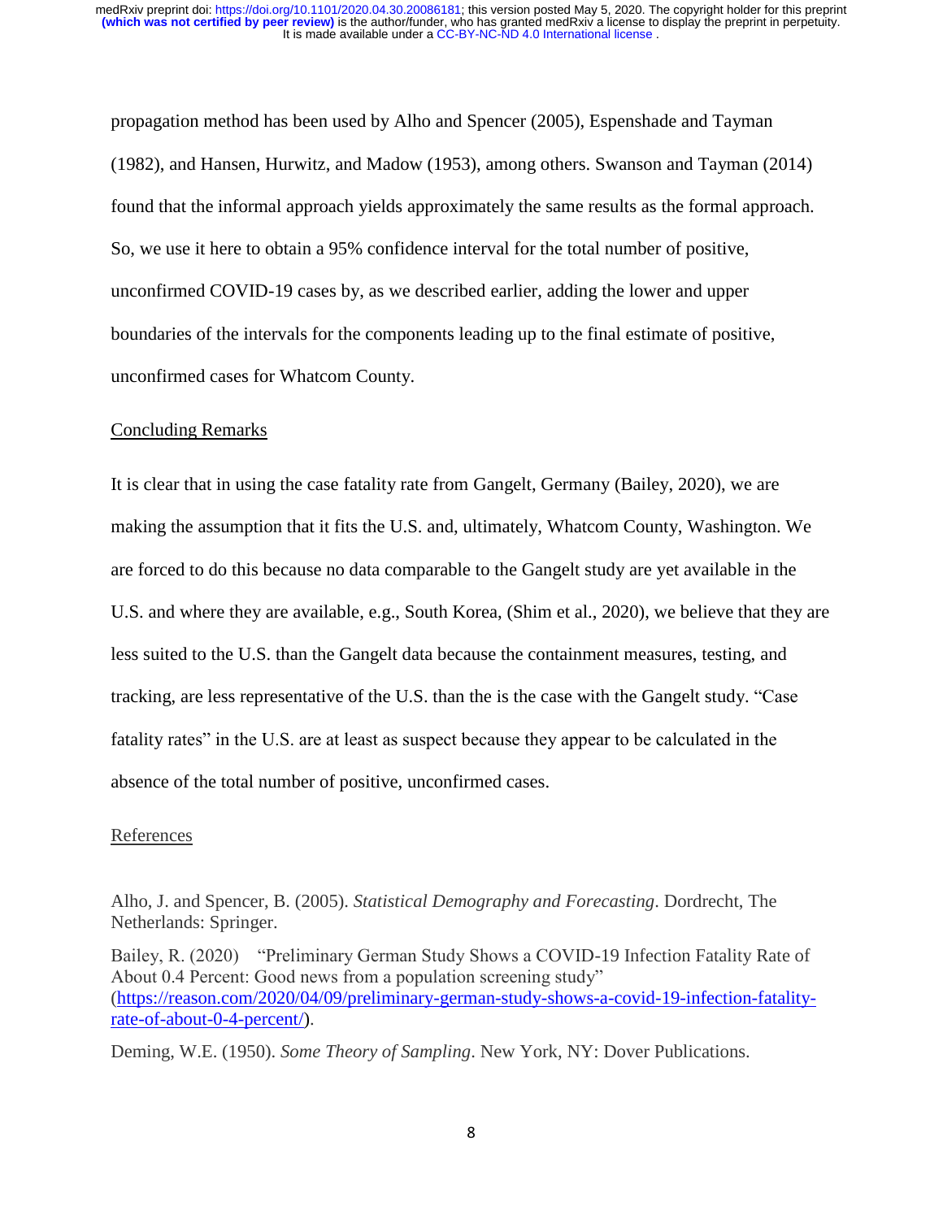propagation method has been used by Alho and Spencer (2005), Espenshade and Tayman (1982), and Hansen, Hurwitz, and Madow (1953), among others. Swanson and Tayman (2014) found that the informal approach yields approximately the same results as the formal approach. So, we use it here to obtain a 95% confidence interval for the total number of positive, unconfirmed COVID-19 cases by, as we described earlier, adding the lower and upper boundaries of the intervals for the components leading up to the final estimate of positive, unconfirmed cases for Whatcom County.

## Concluding Remarks

It is clear that in using the case fatality rate from Gangelt, Germany (Bailey, 2020), we are making the assumption that it fits the U.S. and, ultimately, Whatcom County, Washington. We are forced to do this because no data comparable to the Gangelt study are yet available in the U.S. and where they are available, e.g., South Korea, (Shim et al., 2020), we believe that they are less suited to the U.S. than the Gangelt data because the containment measures, testing, and tracking, are less representative of the U.S. than the is the case with the Gangelt study. "Case fatality rates" in the U.S. are at least as suspect because they appear to be calculated in the absence of the total number of positive, unconfirmed cases.

## References

Alho, J. and Spencer, B. (2005). *Statistical Demography and Forecasting*. Dordrecht, The Netherlands: Springer.

Bailey, R. (2020) "Preliminary German Study Shows a COVID-19 Infection Fatality Rate of About 0.4 Percent: Good news from a population screening study" (https://reason.com/2020/04/09/preliminary-german-study-shows-a-covid-19-infection-fatality-rate-of-about-0-4-percent/).

Deming, W.E. (1950). *Some Theory of Sampling*. New York, NY: Dover Publications.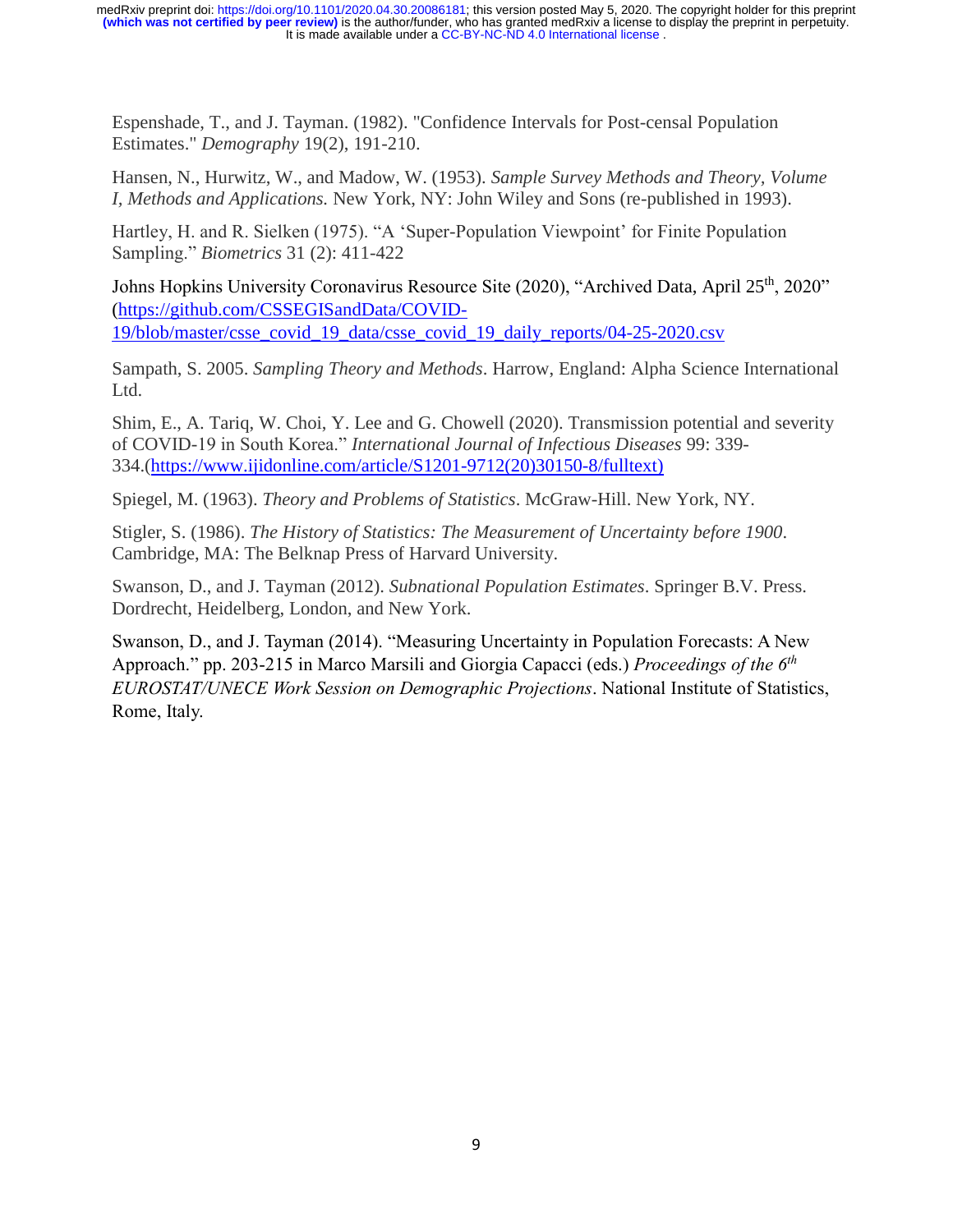Espenshade, T., and J. Tayman. (1982). "Confidence Intervals for Post-censal Population Estimates." *Demography* 19(2), 191-210.

Hansen, N., Hurwitz, W., and Madow, W. (1953). *Sample Survey Methods and Theory, Volume I, Methods and Applications.* New York, NY: John Wiley and Sons (re-published in 1993).

Hartley, H. and R. Sielken (1975). "A 'Super-Population Viewpoint' for Finite Population Sampling." *Biometrics* 31 (2): 411-422

Johns Hopkins University Coronavirus Resource Site (2020), "Archived Data, April 25th, 2020" (https://github.com/CSSEGISandData/COVID-19/blob/master/csse_covid_19_data/csse_covid_19_daily_reports/04-25-2020.csv

Sampath, S. 2005. *Sampling Theory and Methods*. Harrow, England: Alpha Science International Ltd.

Shim, E., A. Tariq, W. Choi, Y. Lee and G. Chowell (2020). Transmission potential and severity of COVID-19 in South Korea." *International Journal of Infectious Diseases* 99: 339-334.(https://www.ijidonline.com/article/S1201-9712(20)30150-8/fulltext)

Spiegel, M. (1963). *Theory and Problems of Statistics*. McGraw-Hill. New York, NY.

Stigler, S. (1986). *The History of Statistics: The Measurement of Uncertainty before 1900*. Cambridge, MA: The Belknap Press of Harvard University.

Swanson, D., and J. Tayman (2012). *Subnational Population Estimates*. Springer B.V. Press. Dordrecht, Heidelberg, London, and New York.

Swanson, D., and J. Tayman (2014). "Measuring Uncertainty in Population Forecasts: A New Approach." pp. 203-215 in Marco Marsili and Giorgia Capacci (eds.) *Proceedings of the 6th EUROSTAT/UNECE Work Session on Demographic Projections*. National Institute of Statistics, Rome, Italy.